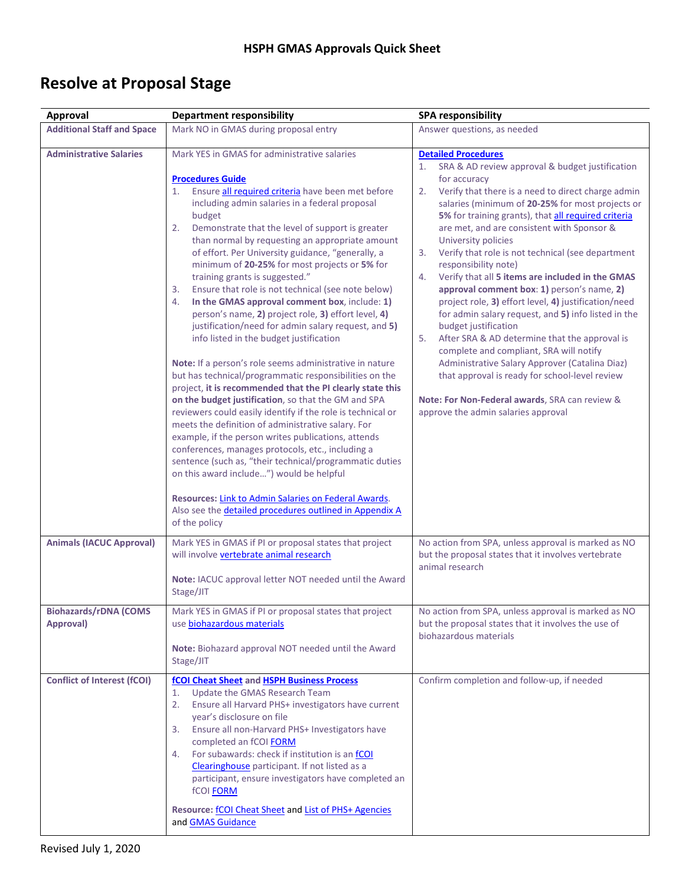# HSPH GMAS Approvals Quick Sheet

## Resolve at Proposal Stage

| Approval | Department responsibility | SPA responsibility |
|---|---|---|
| **Additional Staff and Space** | Mark NO in GMAS during proposal entry | Answer questions, as needed |
| **Administrative Salaries** | Mark YES in GMAS for administrative salaries<br><br>**Procedures Guide**<br>1. Ensure all required criteria have been met before including admin salaries in a federal proposal budget<br>2. Demonstrate that the level of support is greater than normal by requesting an appropriate amount of effort. Per University guidance, "generally, a minimum of **20-25%** for most projects or **5%** for training grants is suggested."<br>3. Ensure that role is not technical (see note below)<br>4. **In the GMAS approval comment box**, include: **1)** person's name, **2)** project role, **3)** effort level, **4)** justification/need for admin salary request, and **5)** info listed in the budget justification<br><br>**Note:** If a person's role seems administrative in nature but has technical/programmatic responsibilities on the project, **it is recommended that the PI clearly state this on the budget justification**, so that the GM and SPA reviewers could easily identify if the role is technical or meets the definition of administrative salary. For example, if the person writes publications, attends conferences, manages protocols, etc., including a sentence (such as, "their technical/programmatic duties on this award include…") would be helpful<br><br>**Resources:** Link to Admin Salaries on Federal Awards. Also see the detailed procedures outlined in Appendix A of the policy | **Detailed Procedures**<br>1. SRA & AD review approval & budget justification for accuracy<br>2. Verify that there is a need to direct charge admin salaries (minimum of **20-25%** for most projects or **5%** for training grants), that all required criteria are met, and are consistent with Sponsor & University policies<br>3. Verify that role is not technical (see department responsibility note)<br>4. Verify that all **5 items are included in the GMAS approval comment box**: **1)** person's name, **2)** project role, **3)** effort level, **4)** justification/need for admin salary request, and **5)** info listed in the budget justification<br>5. After SRA & AD determine that the approval is complete and compliant, SRA will notify Administrative Salary Approver (Catalina Diaz) that approval is ready for school-level review<br><br>**Note: For Non-Federal awards**, SRA can review & approve the admin salaries approval |
| **Animals (IACUC Approval)** | Mark YES in GMAS if PI or proposal states that project will involve vertebrate animal research<br><br>**Note:** IACUC approval letter NOT needed until the Award Stage/JIT | No action from SPA, unless approval is marked as NO but the proposal states that it involves vertebrate animal research |
| **Biohazards/rDNA (COMS Approval)** | Mark YES in GMAS if PI or proposal states that project use biohazardous materials<br><br>**Note:** Biohazard approval NOT needed until the Award Stage/JIT | No action from SPA, unless approval is marked as NO but the proposal states that it involves the use of biohazardous materials |
| **Conflict of Interest (fCOI)** | **fCOI Cheat Sheet** and **HSPH Business Process**<br>1. Update the GMAS Research Team<br>2. Ensure all Harvard PHS+ investigators have current year's disclosure on file<br>3. Ensure all non-Harvard PHS+ Investigators have completed an fCOI FORM<br>4. For subawards: check if institution is an fCOI Clearinghouse participant. If not listed as a participant, ensure investigators have completed an fCOI FORM<br><br>**Resource:** fCOI Cheat Sheet and List of PHS+ Agencies and GMAS Guidance | Confirm completion and follow-up, if needed |

Revised July 1, 2020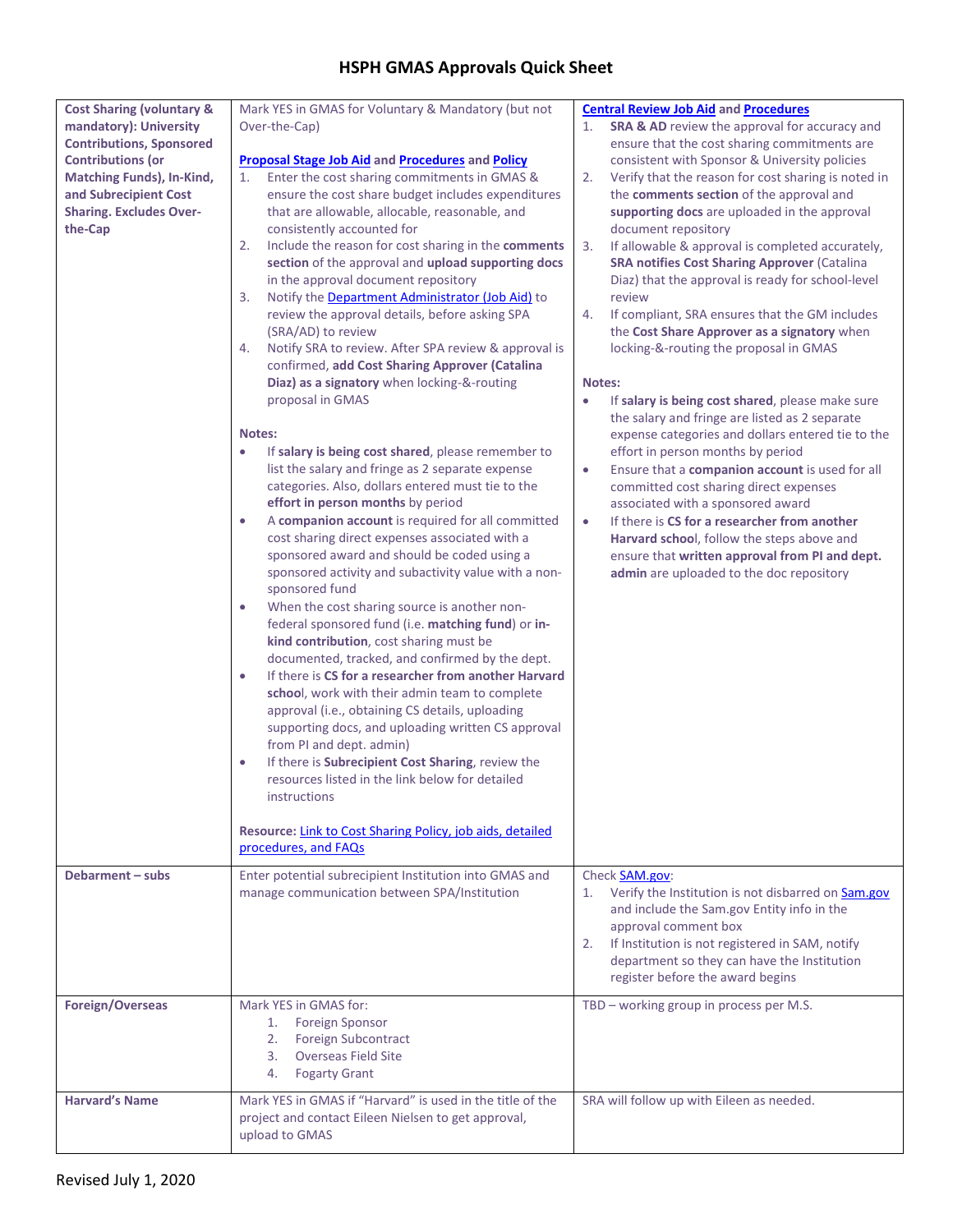# HSPH GMAS Approvals Quick Sheet

| | | |
|---|---|---|
| **Cost Sharing (voluntary & mandatory): University Contributions, Sponsored Contributions (or Matching Funds), In-Kind, and Subrecipient Cost Sharing. Excludes Over-the-Cap** | Mark YES in GMAS for Voluntary & Mandatory (but not Over-the-Cap)<br><br>**Proposal Stage Job Aid and Procedures and Policy**<br>1. Enter the cost sharing commitments in GMAS & ensure the cost share budget includes expenditures that are allowable, allocable, reasonable, and consistently accounted for<br>2. Include the reason for cost sharing in the **comments section** of the approval and **upload supporting docs** in the approval document repository<br>3. Notify the Department Administrator (Job Aid) to review the approval details, before asking SPA (SRA/AD) to review<br>4. Notify SRA to review. After SPA review & approval is confirmed, **add Cost Sharing Approver (Catalina Diaz) as a signatory** when locking-&-routing proposal in GMAS<br><br>**Notes:**<br>• If **salary is being cost shared**, please remember to list the salary and fringe as 2 separate expense categories. Also, dollars entered must tie to the **effort in person months** by period<br>• A **companion account** is required for all committed cost sharing direct expenses associated with a sponsored award and should be coded using a sponsored activity and subactivity value with a non-sponsored fund<br>• When the cost sharing source is another non-federal sponsored fund (i.e. **matching fund**) or **in-kind contribution**, cost sharing must be documented, tracked, and confirmed by the dept.<br>• If there is **CS for a researcher from another Harvard school**, work with their admin team to complete approval (i.e., obtaining CS details, uploading supporting docs, and uploading written CS approval from PI and dept. admin)<br>• If there is **Subrecipient Cost Sharing**, review the resources listed in the link below for detailed instructions<br><br>**Resource:** Link to Cost Sharing Policy, job aids, detailed procedures, and FAQs | **Central Review Job Aid and Procedures**<br>1. **SRA & AD** review the approval for accuracy and ensure that the cost sharing commitments are consistent with Sponsor & University policies<br>2. Verify that the reason for cost sharing is noted in the **comments section** of the approval and **supporting docs** are uploaded in the approval document repository<br>3. If allowable & approval is completed accurately, **SRA notifies Cost Sharing Approver** (Catalina Diaz) that the approval is ready for school-level review<br>4. If compliant, SRA ensures that the GM includes the **Cost Share Approver as a signatory** when locking-&-routing the proposal in GMAS<br><br>**Notes:**<br>• If **salary is being cost shared**, please make sure the salary and fringe are listed as 2 separate expense categories and dollars entered tie to the effort in person months by period<br>• Ensure that a **companion account** is used for all committed cost sharing direct expenses associated with a sponsored award<br>• If there is **CS for a researcher from another Harvard school**, follow the steps above and ensure that **written approval from PI and dept. admin** are uploaded to the doc repository |
| **Debarment – subs** | Enter potential subrecipient Institution into GMAS and manage communication between SPA/Institution | Check SAM.gov:<br>1. Verify the Institution is not disbarred on Sam.gov and include the Sam.gov Entity info in the approval comment box<br>2. If Institution is not registered in SAM, notify department so they can have the Institution register before the award begins |
| **Foreign/Overseas** | Mark YES in GMAS for:<br>1. Foreign Sponsor<br>2. Foreign Subcontract<br>3. Overseas Field Site<br>4. Fogarty Grant | TBD – working group in process per M.S. |
| **Harvard's Name** | Mark YES in GMAS if "Harvard" is used in the title of the project and contact Eileen Nielsen to get approval, upload to GMAS | SRA will follow up with Eileen as needed. |

Revised July 1, 2020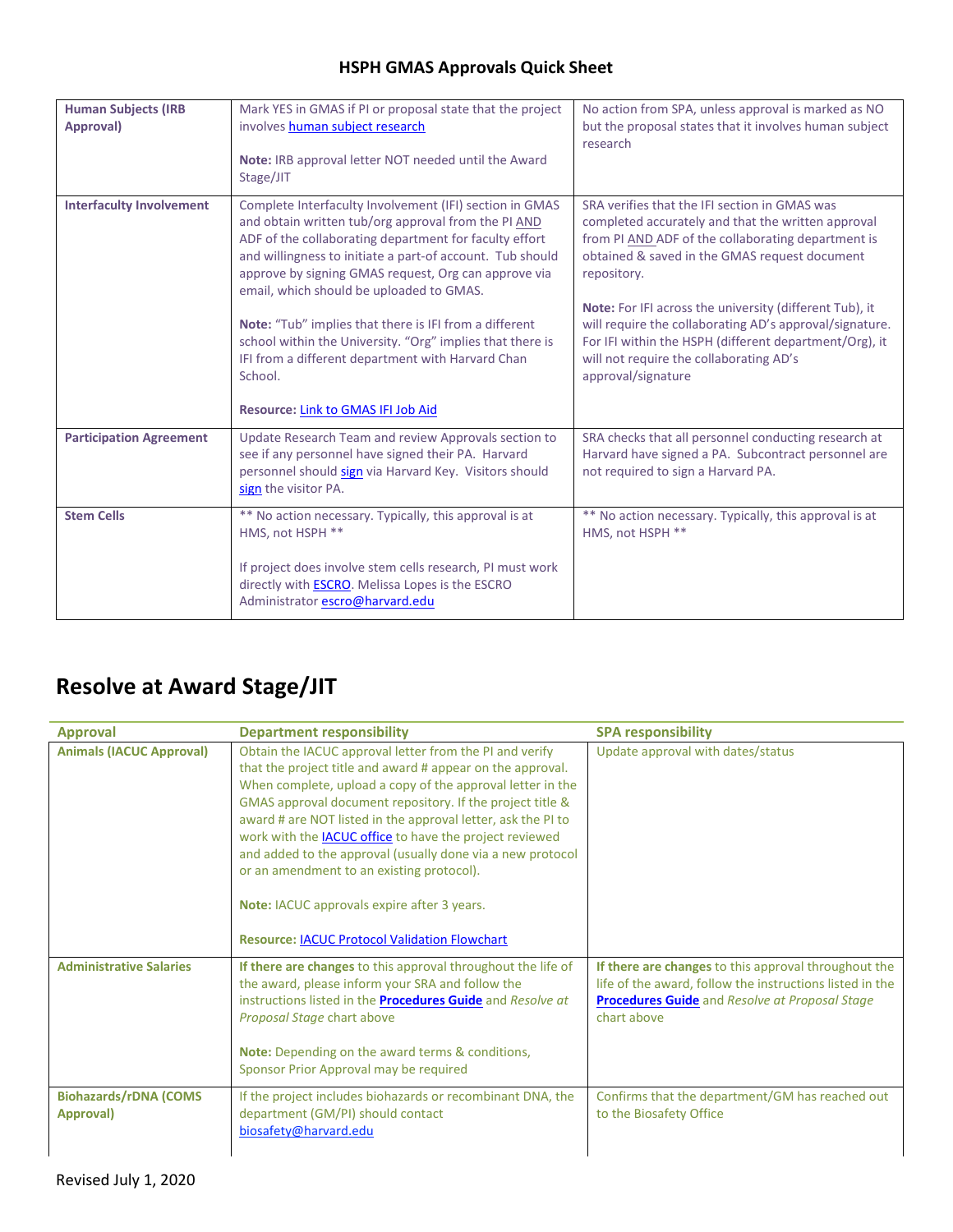## HSPH GMAS Approvals Quick Sheet

| | | |
|---|---|---|
| **Human Subjects (IRB Approval)** | Mark YES in GMAS if PI or proposal state that the project involves human subject research<br><br>**Note:** IRB approval letter NOT needed until the Award Stage/JIT | No action from SPA, unless approval is marked as NO but the proposal states that it involves human subject research |
| **Interfaculty Involvement** | Complete Interfaculty Involvement (IFI) section in GMAS and obtain written tub/org approval from the PI AND ADF of the collaborating department for faculty effort and willingness to initiate a part-of account. Tub should approve by signing GMAS request, Org can approve via email, which should be uploaded to GMAS.<br><br>**Note:** "Tub" implies that there is IFI from a different school within the University. "Org" implies that there is IFI from a different department with Harvard Chan School.<br><br>**Resource:** Link to GMAS IFI Job Aid | SRA verifies that the IFI section in GMAS was completed accurately and that the written approval from PI AND ADF of the collaborating department is obtained & saved in the GMAS request document repository.<br><br>**Note:** For IFI across the university (different Tub), it will require the collaborating AD's approval/signature. For IFI within the HSPH (different department/Org), it will not require the collaborating AD's approval/signature |
| **Participation Agreement** | Update Research Team and review Approvals section to see if any personnel have signed their PA. Harvard personnel should sign via Harvard Key. Visitors should sign the visitor PA. | SRA checks that all personnel conducting research at Harvard have signed a PA. Subcontract personnel are not required to sign a Harvard PA. |
| **Stem Cells** | ** No action necessary. Typically, this approval is at HMS, not HSPH **<br><br>If project does involve stem cells research, PI must work directly with ESCRO. Melissa Lopes is the ESCRO Administrator escro@harvard.edu | ** No action necessary. Typically, this approval is at HMS, not HSPH ** |

# Resolve at Award Stage/JIT

| Approval | Department responsibility | SPA responsibility |
|---|---|---|
| **Animals (IACUC Approval)** | Obtain the IACUC approval letter from the PI and verify that the project title and award # appear on the approval. When complete, upload a copy of the approval letter in the GMAS approval document repository. If the project title & award # are NOT listed in the approval letter, ask the PI to work with the IACUC office to have the project reviewed and added to the approval (usually done via a new protocol or an amendment to an existing protocol).<br><br>**Note:** IACUC approvals expire after 3 years.<br><br>**Resource:** IACUC Protocol Validation Flowchart | Update approval with dates/status |
| **Administrative Salaries** | **If there are changes** to this approval throughout the life of the award, please inform your SRA and follow the instructions listed in the **Procedures Guide** and *Resolve at Proposal Stage* chart above<br><br>**Note:** Depending on the award terms & conditions, Sponsor Prior Approval may be required | **If there are changes** to this approval throughout the life of the award, follow the instructions listed in the **Procedures Guide** and *Resolve at Proposal Stage* chart above |
| **Biohazards/rDNA (COMS Approval)** | If the project includes biohazards or recombinant DNA, the department (GM/PI) should contact biosafety@harvard.edu | Confirms that the department/GM has reached out to the Biosafety Office |

Revised July 1, 2020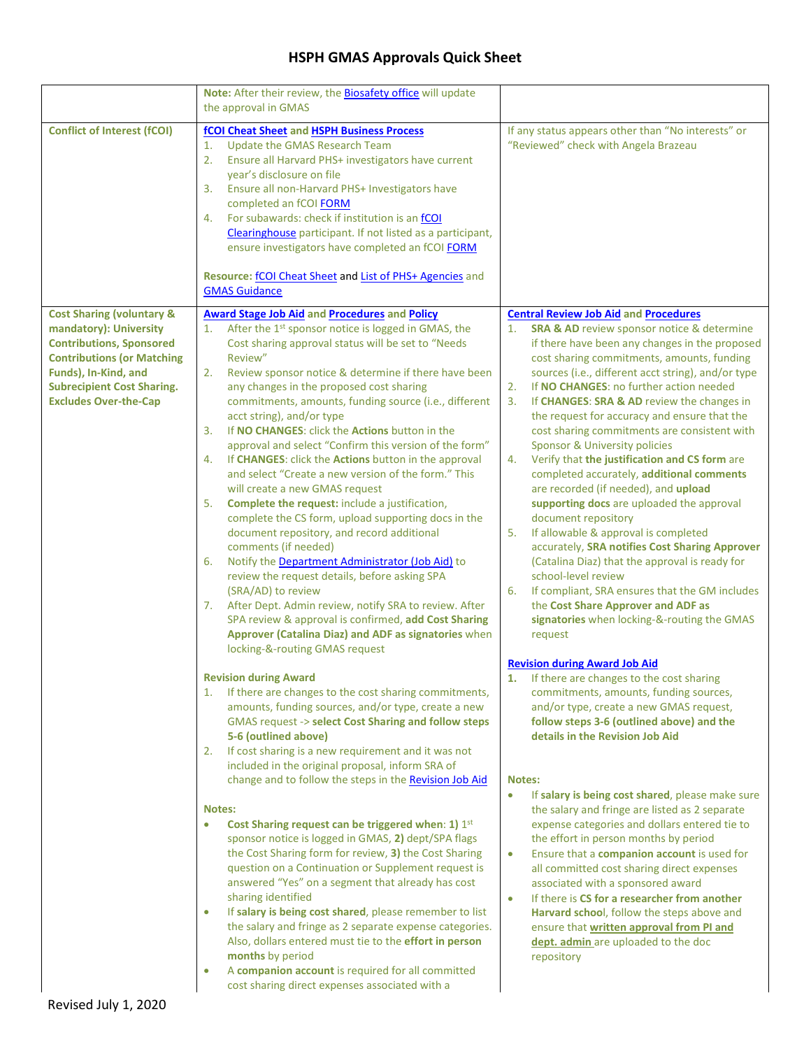# HSPH GMAS Approvals Quick Sheet

| | | |
|---|---|---|
| | **Note:** After their review, the Biosafety office will update the approval in GMAS | |
| **Conflict of Interest (fCOI)** | **fCOI Cheat Sheet and HSPH Business Process**<br>1. Update the GMAS Research Team<br>2. Ensure all Harvard PHS+ investigators have current year's disclosure on file<br>3. Ensure all non-Harvard PHS+ Investigators have completed an fCOI FORM<br>4. For subawards: check if institution is an fCOI Clearinghouse participant. If not listed as a participant, ensure investigators have completed an fCOI FORM<br><br>**Resource:** fCOI Cheat Sheet and List of PHS+ Agencies and GMAS Guidance | If any status appears other than "No interests" or "Reviewed" check with Angela Brazeau |
| **Cost Sharing (voluntary & mandatory): University Contributions, Sponsored Contributions (or Matching Funds), In-Kind, and Subrecipient Cost Sharing. Excludes Over-the-Cap** | **Award Stage Job Aid and Procedures and Policy**<br>1. After the 1st sponsor notice is logged in GMAS, the Cost sharing approval status will be set to "Needs Review"<br>2. Review sponsor notice & determine if there have been any changes in the proposed cost sharing commitments, amounts, funding source (i.e., different acct string), and/or type<br>3. If **NO CHANGES**: click the **Actions** button in the approval and select "Confirm this version of the form"<br>4. If **CHANGES**: click the **Actions** button in the approval and select "Create a new version of the form." This will create a new GMAS request<br>5. **Complete the request:** include a justification, complete the CS form, upload supporting docs in the document repository, and record additional comments (if needed)<br>6. Notify the Department Administrator (Job Aid) to review the request details, before asking SPA (SRA/AD) to review<br>7. After Dept. Admin review, notify SRA to review. After SPA review & approval is confirmed, **add Cost Sharing Approver (Catalina Diaz) and ADF as signatories** when locking-&-routing GMAS request<br><br>**Revision during Award**<br>1. If there are changes to the cost sharing commitments, amounts, funding sources, and/or type, create a new GMAS request -> **select Cost Sharing and follow steps 5-6 (outlined above)**<br>2. If cost sharing is a new requirement and it was not included in the original proposal, inform SRA of change and to follow the steps in the Revision Job Aid<br><br>**Notes:**<br>• **Cost Sharing request can be triggered when**: **1)** 1st sponsor notice is logged in GMAS, **2)** dept/SPA flags the Cost Sharing form for review, **3)** the Cost Sharing question on a Continuation or Supplement request is answered "Yes" on a segment that already has cost sharing identified<br>• If **salary is being cost shared**, please remember to list the salary and fringe as 2 separate expense categories. Also, dollars entered must tie to the **effort in person months** by period<br>• A **companion account** is required for all committed cost sharing direct expenses associated with a | **Central Review Job Aid and Procedures**<br>1. **SRA & AD** review sponsor notice & determine if there have been any changes in the proposed cost sharing commitments, amounts, funding sources (i.e., different acct string), and/or type<br>2. If **NO CHANGES**: no further action needed<br>3. If **CHANGES**: **SRA & AD** review the changes in the request for accuracy and ensure that the cost sharing commitments are consistent with Sponsor & University policies<br>4. Verify that **the justification and CS form** are completed accurately, **additional comments** are recorded (if needed), and **upload supporting docs** are uploaded the approval document repository<br>5. If allowable & approval is completed accurately, **SRA notifies Cost Sharing Approver** (Catalina Diaz) that the approval is ready for school-level review<br>6. If compliant, SRA ensures that the GM includes the **Cost Share Approver and ADF as signatories** when locking-&-routing the GMAS request<br><br>**Revision during Award Job Aid**<br>**1.** If there are changes to the cost sharing commitments, amounts, funding sources, and/or type, create a new GMAS request, **follow steps 3-6 (outlined above) and the details in the Revision Job Aid**<br><br>**Notes:**<br>• If **salary is being cost shared**, please make sure the salary and fringe are listed as 2 separate expense categories and dollars entered tie to the effort in person months by period<br>• Ensure that a **companion account** is used for all committed cost sharing direct expenses associated with a sponsored award<br>• If there is **CS for a researcher from another Harvard schoo**l, follow the steps above and ensure that **written approval from PI and dept. admin** are uploaded to the doc repository |

Revised July 1, 2020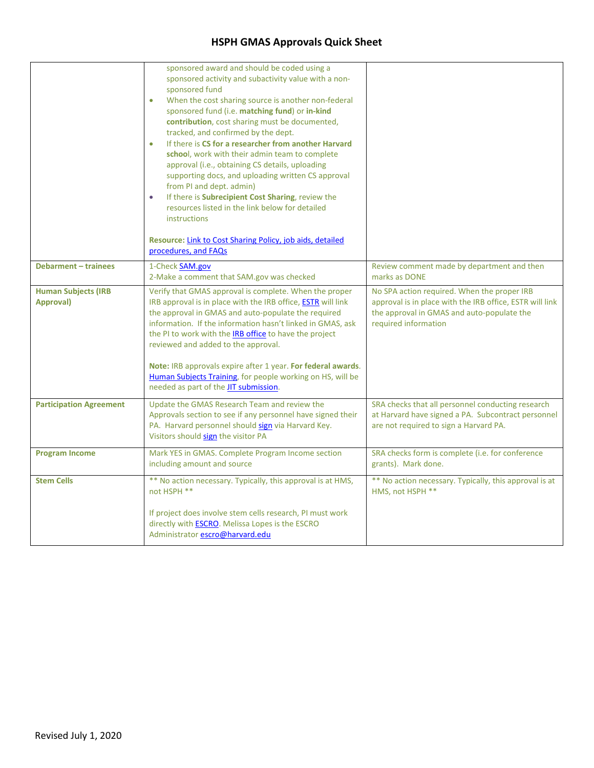# HSPH GMAS Approvals Quick Sheet

| | | |
|---|---|---|
| | sponsored award and should be coded using a sponsored activity and subactivity value with a non-sponsored fund<br>• When the cost sharing source is another non-federal sponsored fund (i.e. **matching fund**) or **in-kind contribution**, cost sharing must be documented, tracked, and confirmed by the dept.<br>• If there is **CS for a researcher from another Harvard schoo**l, work with their admin team to complete approval (i.e., obtaining CS details, uploading supporting docs, and uploading written CS approval from PI and dept. admin)<br>• If there is **Subrecipient Cost Sharing**, review the resources listed in the link below for detailed instructions<br><br>**Resource:** Link to Cost Sharing Policy, job aids, detailed procedures, and FAQs | |
| **Debarment – trainees** | 1-Check SAM.gov<br>2-Make a comment that SAM.gov was checked | Review comment made by department and then marks as DONE |
| **Human Subjects (IRB Approval)** | Verify that GMAS approval is complete. When the proper IRB approval is in place with the IRB office, ESTR will link the approval in GMAS and auto-populate the required information. If the information hasn't linked in GMAS, ask the PI to work with the IRB office to have the project reviewed and added to the approval.<br><br>**Note:** IRB approvals expire after 1 year. **For federal awards**. Human Subjects Training, for people working on HS, will be needed as part of the JIT submission. | No SPA action required. When the proper IRB approval is in place with the IRB office, ESTR will link the approval in GMAS and auto-populate the required information |
| **Participation Agreement** | Update the GMAS Research Team and review the Approvals section to see if any personnel have signed their PA. Harvard personnel should sign via Harvard Key. Visitors should sign the visitor PA | SRA checks that all personnel conducting research at Harvard have signed a PA. Subcontract personnel are not required to sign a Harvard PA. |
| **Program Income** | Mark YES in GMAS. Complete Program Income section including amount and source | SRA checks form is complete (i.e. for conference grants). Mark done. |
| **Stem Cells** | ** No action necessary. Typically, this approval is at HMS, not HSPH **<br><br>If project does involve stem cells research, PI must work directly with ESCRO. Melissa Lopes is the ESCRO Administrator escro@harvard.edu | ** No action necessary. Typically, this approval is at HMS, not HSPH ** |

Revised July 1, 2020